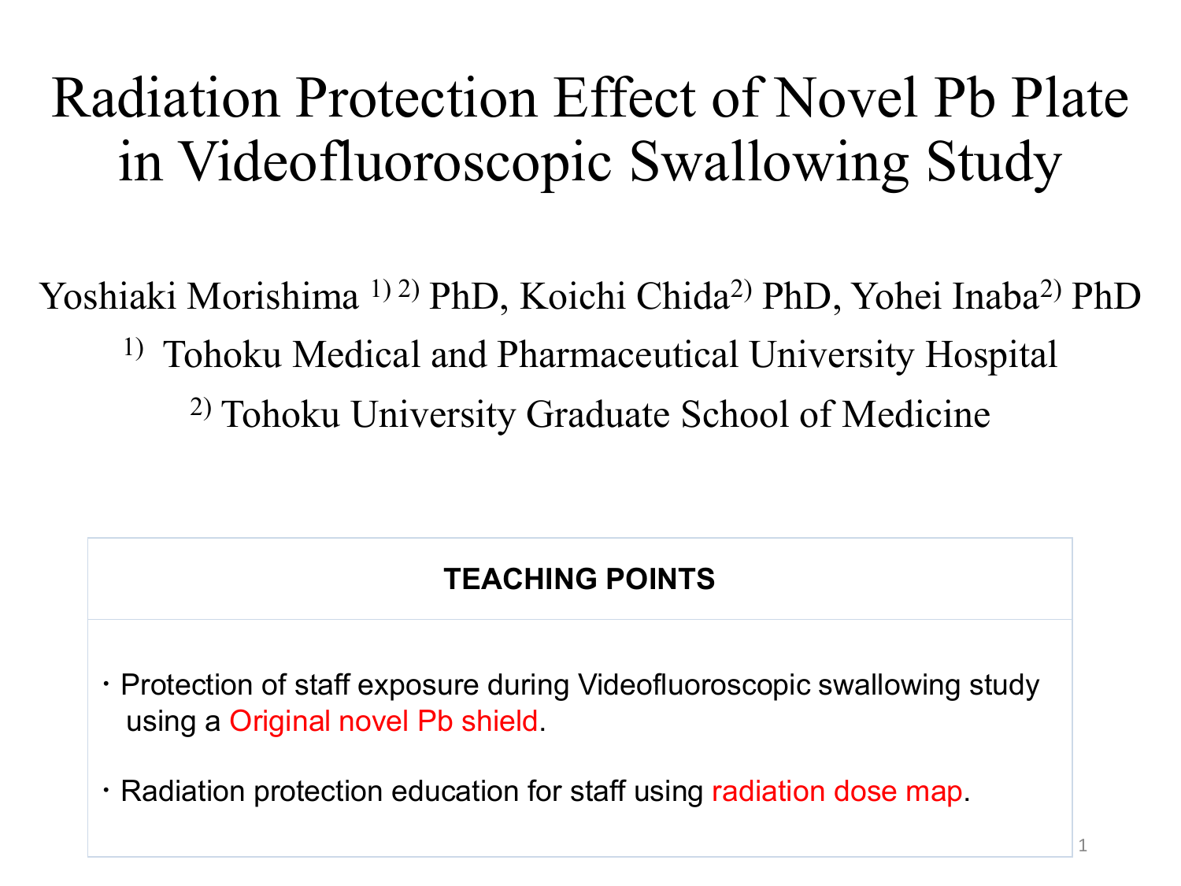# Radiation Protection Effect of Novel Pb Plate in Videofluoroscopic Swallowing Study

Yoshiaki Morishima [1) 2)] PhD, Koichi Chida[2)] PhD, Yohei Inaba[2)] PhD

[1)] Tohoku Medical and Pharmaceutical University Hospital

[2)] Tohoku University Graduate School of Medicine

## TEACHING POINTS

・Protection of staff exposure during Videofluoroscopic swallowing study using a Original novel Pb shield.

・Radiation protection education for staff using radiation dose map.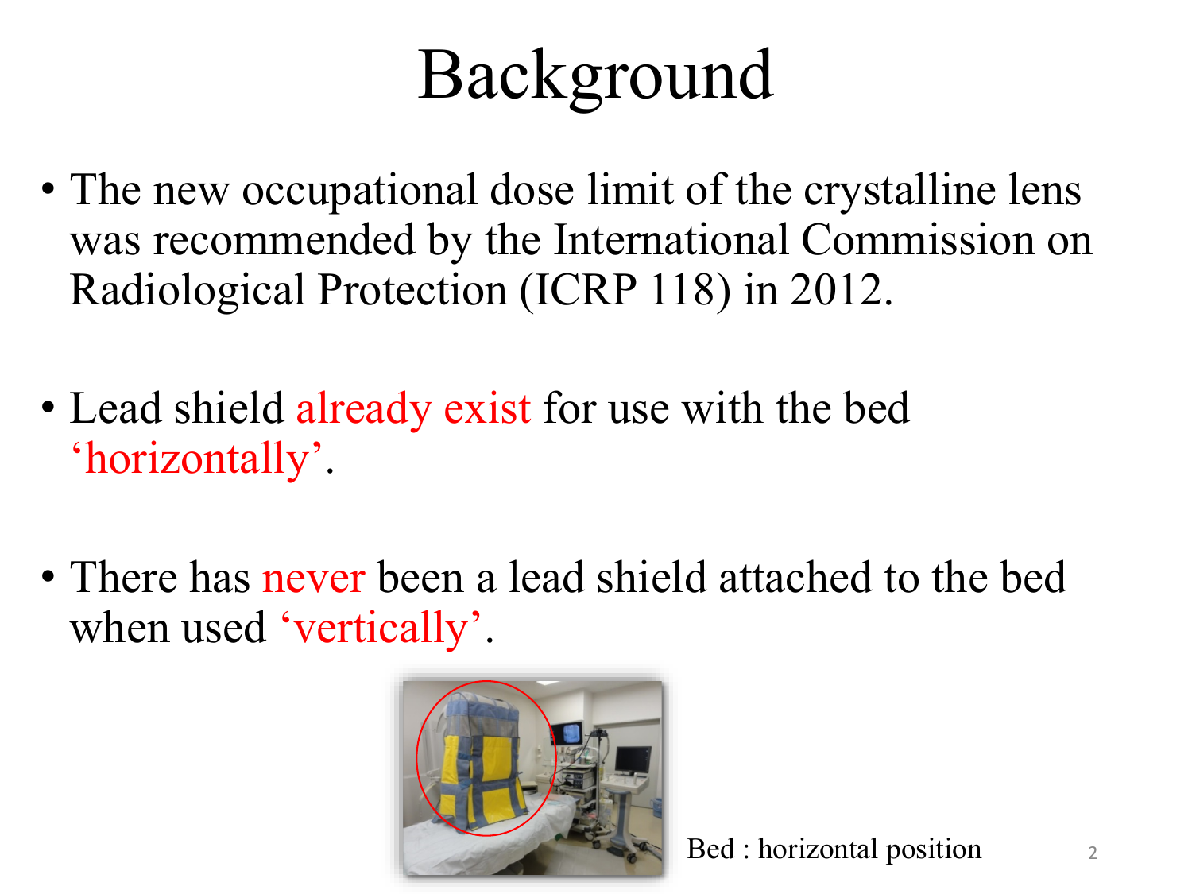# Background

- The new occupational dose limit of the crystalline lens was recommended by the International Commission on Radiological Protection (ICRP 118) in 2012.
- Lead shield already exist for use with the bed 'horizontally'.
- There has never been a lead shield attached to the bed when used 'vertically'.

Bed : horizontal position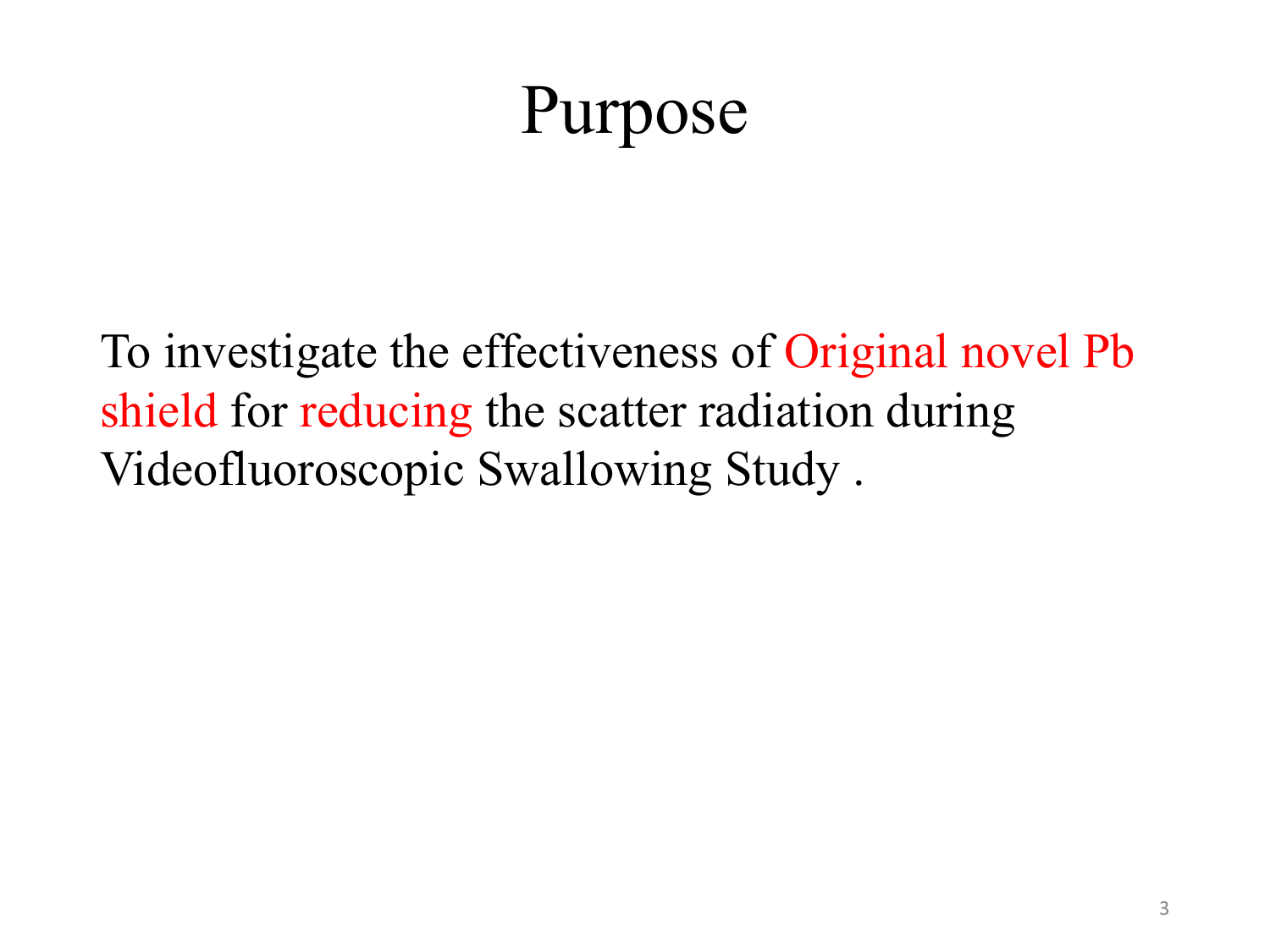# Purpose

To investigate the effectiveness of Original novel Pb shield for reducing the scatter radiation during Videofluoroscopic Swallowing Study .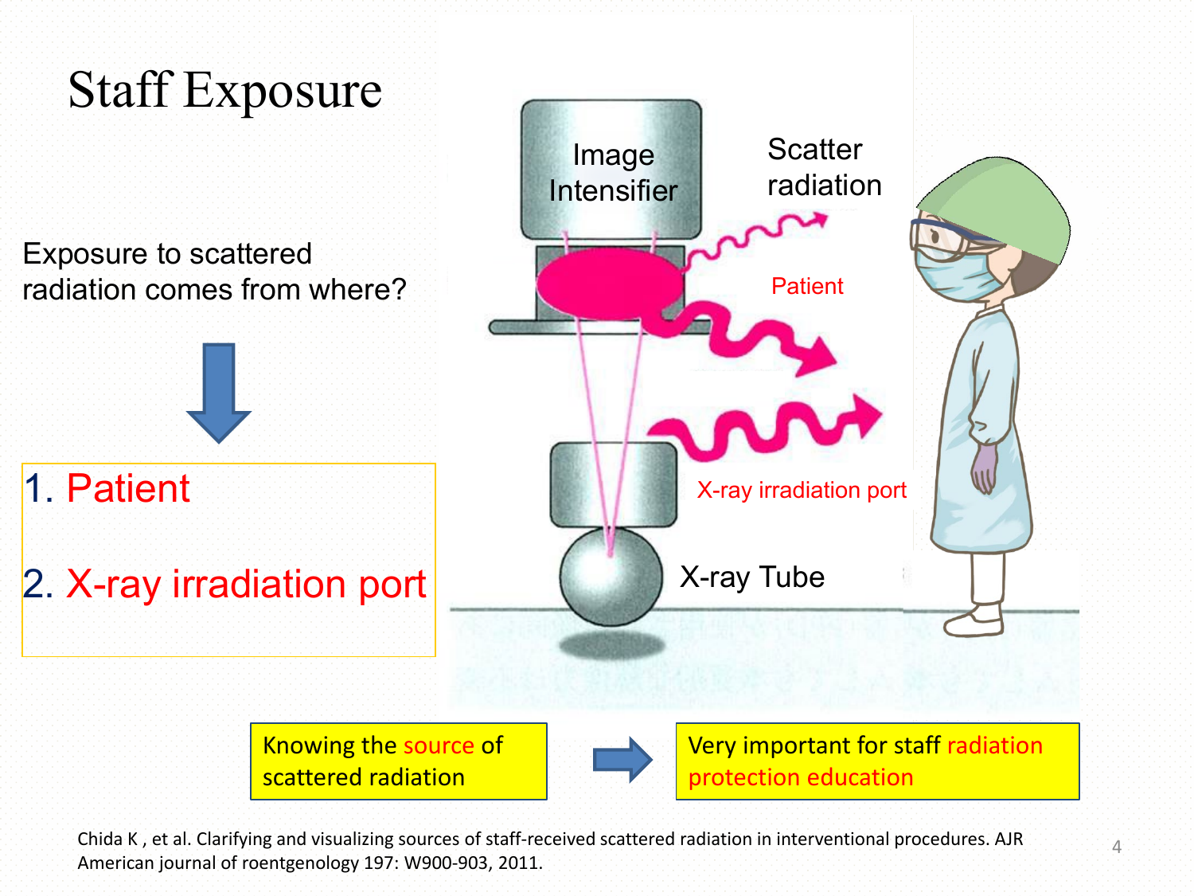# Staff Exposure

Exposure to scattered radiation comes from where?

1. Patient
2. X-ray irradiation port

Image Intensifier

Scatter radiation

Patient

X-ray irradiation port

X-ray Tube

Knowing the source of scattered radiation → Very important for staff radiation protection education

Chida K , et al. Clarifying and visualizing sources of staff-received scattered radiation in interventional procedures. AJR American journal of roentgenology 197: W900-903, 2011.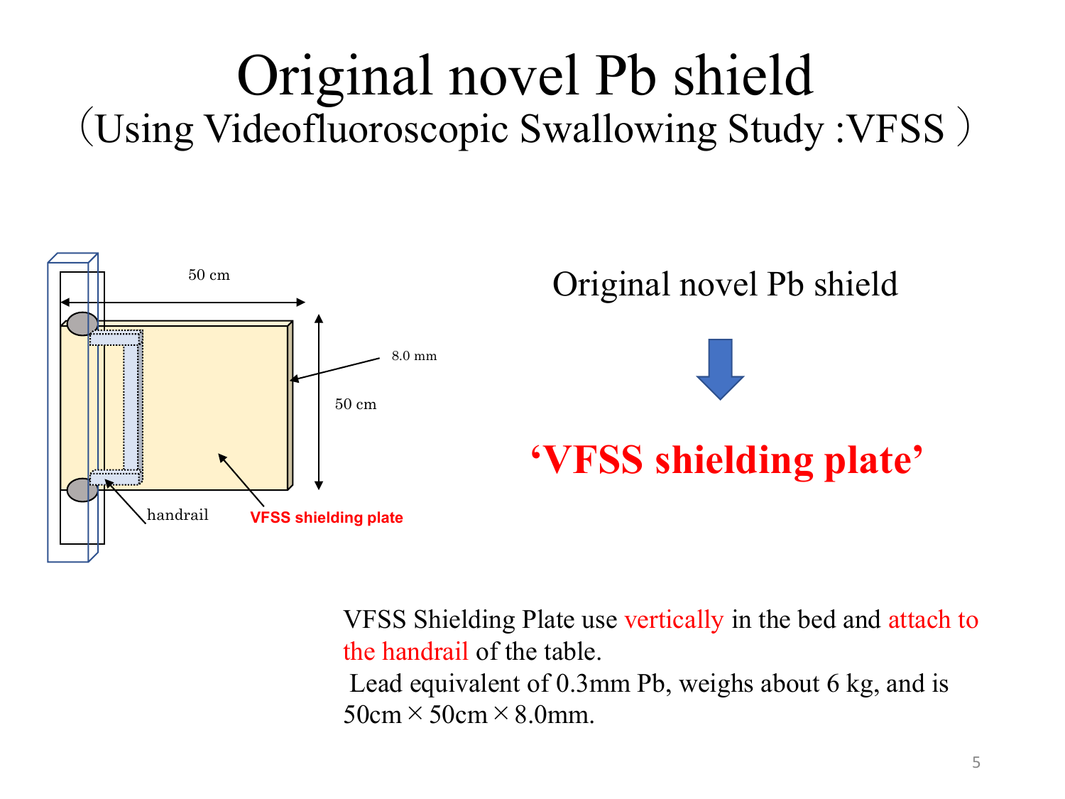# Original novel Pb shield

## （Using Videofluoroscopic Swallowing Study :VFSS ）

50 cm

8.0 mm

50 cm

handrail

**VFSS shielding plate**

Original novel Pb shield

↓

**‘VFSS shielding plate’**

VFSS Shielding Plate use vertically in the bed and attach to the handrail of the table.

Lead equivalent of 0.3mm Pb, weighs about 6 kg, and is 50cm × 50cm × 8.0mm.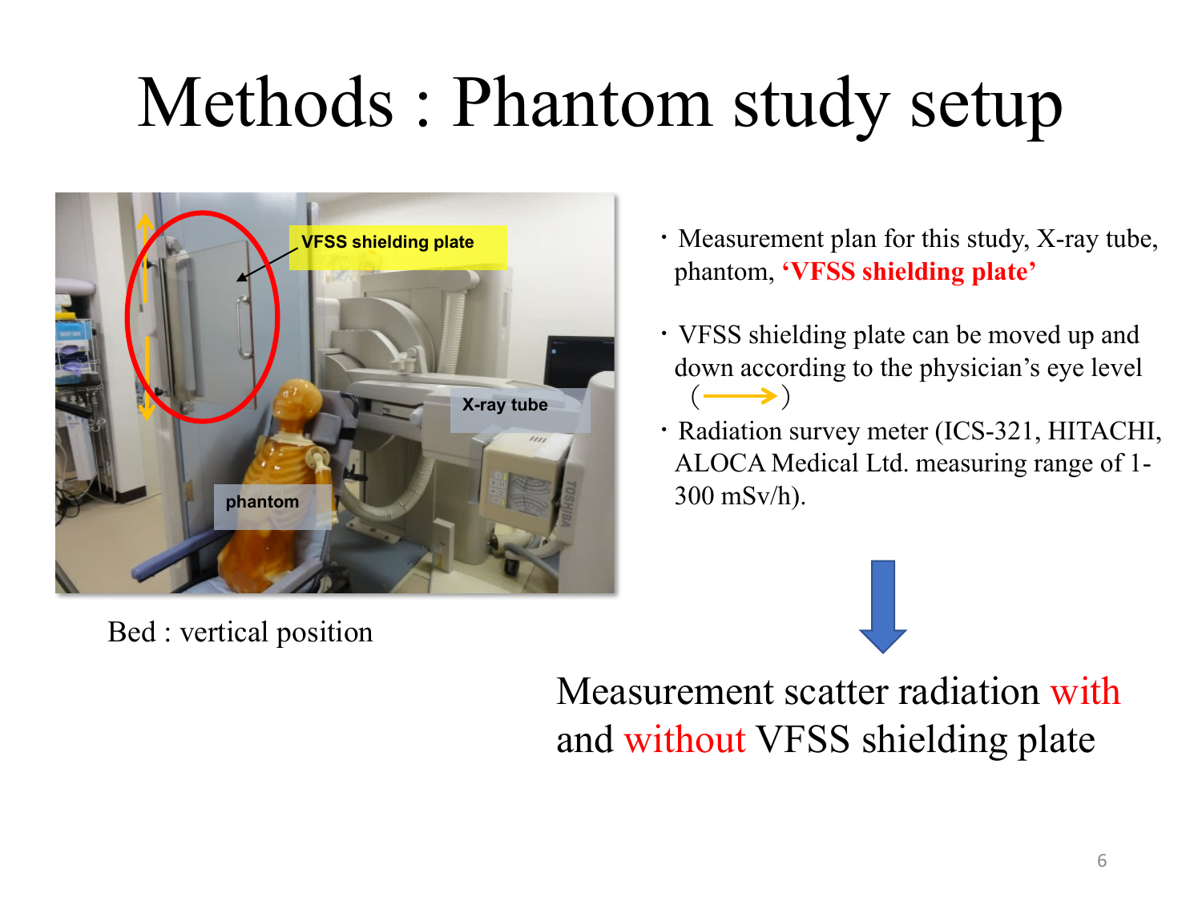# Methods : Phantom study setup

Bed : vertical position

- Measurement plan for this study, X-ray tube, phantom, **'VFSS shielding plate'**
- VFSS shielding plate can be moved up and down according to the physician's eye level ( → )
- Radiation survey meter (ICS-321, HITACHI, ALOCA Medical Ltd. measuring range of 1-300 mSv/h).

Measurement scatter radiation with and without VFSS shielding plate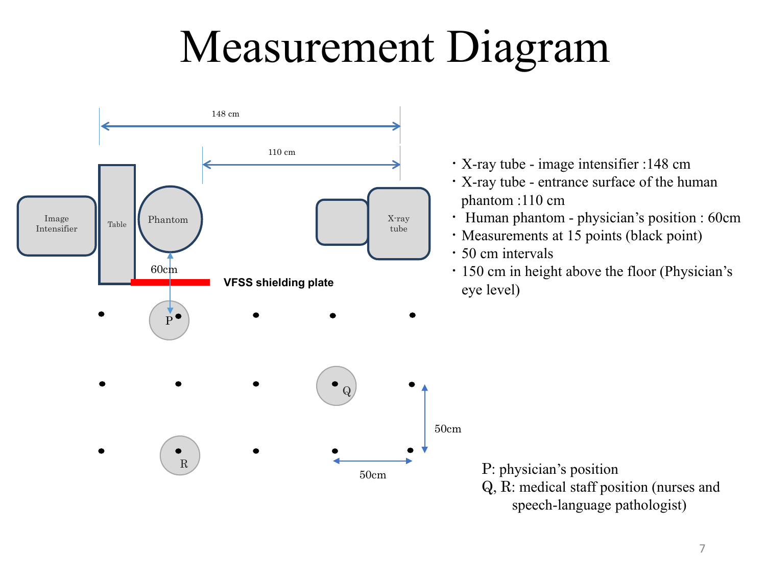# Measurement Diagram

148 cm

110 cm

Image Intensifier

Table

Phantom

X-ray tube

60cm

VFSS shielding plate

P

Q

R

50cm

50cm

- X-ray tube - image intensifier :148 cm
- X-ray tube - entrance surface of the human phantom :110 cm
- Human phantom - physician's position : 60cm
- Measurements at 15 points (black point)
- 50 cm intervals
- 150 cm in height above the floor (Physician's eye level)

P: physician's position
Q, R: medical staff position (nurses and speech-language pathologist)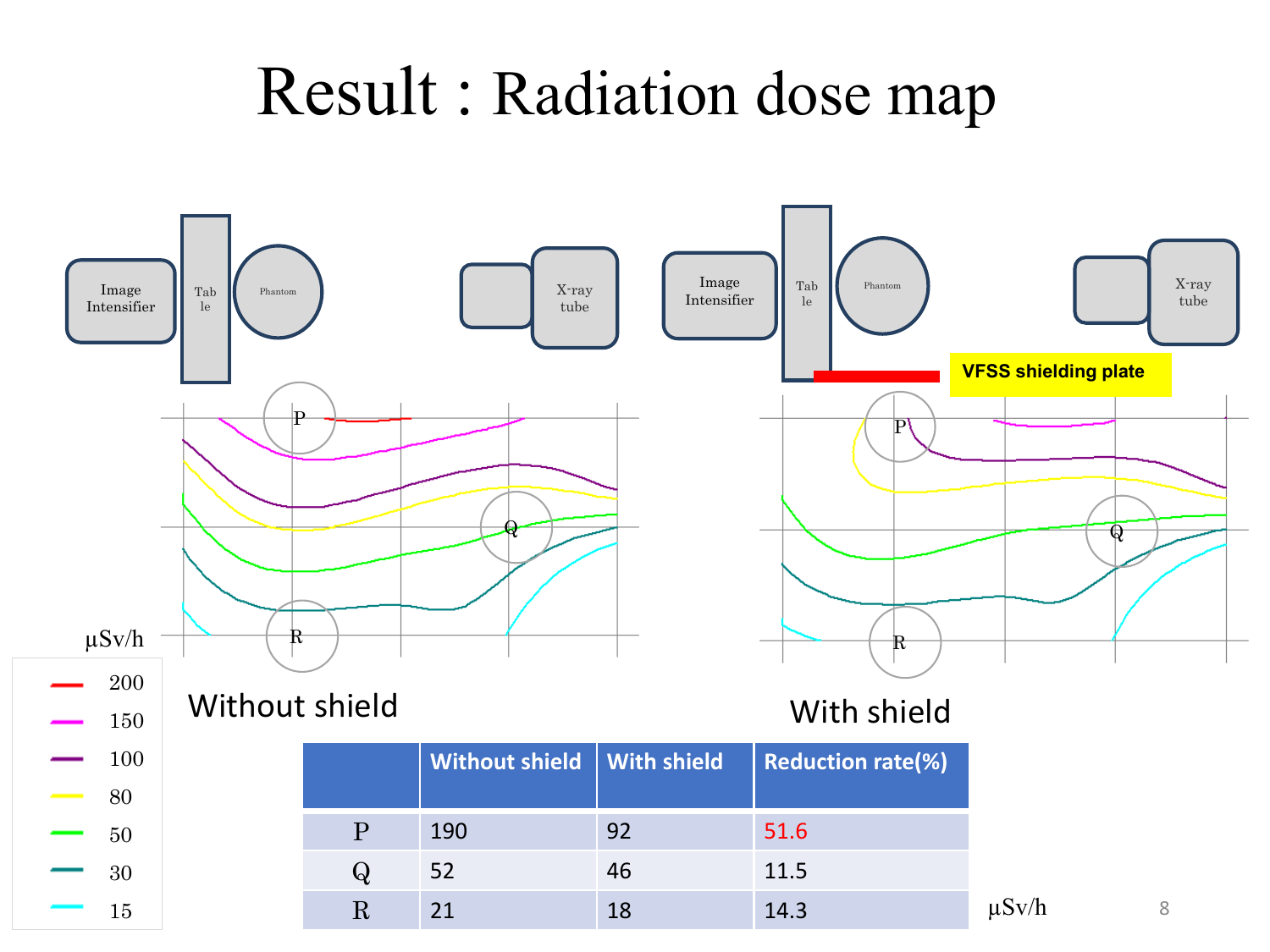# Result : Radiation dose map

Image Intensifier | Table | Phantom | X-ray tube

Image Intensifier | Table | Phantom | X-ray tube | VFSS shielding plate

μSv/h

| Color | μSv/h |
|---|---|
| red | 200 |
| magenta | 150 |
| purple | 100 |
| yellow | 80 |
| green | 50 |
| teal | 30 |
| cyan | 15 |

Without shield

With shield

| | Without shield | With shield | Reduction rate(%) |
|---|---|---|---|
| P | 190 | 92 | 51.6 |
| Q | 52 | 46 | 11.5 |
| R | 21 | 18 | 14.3 |

μSv/h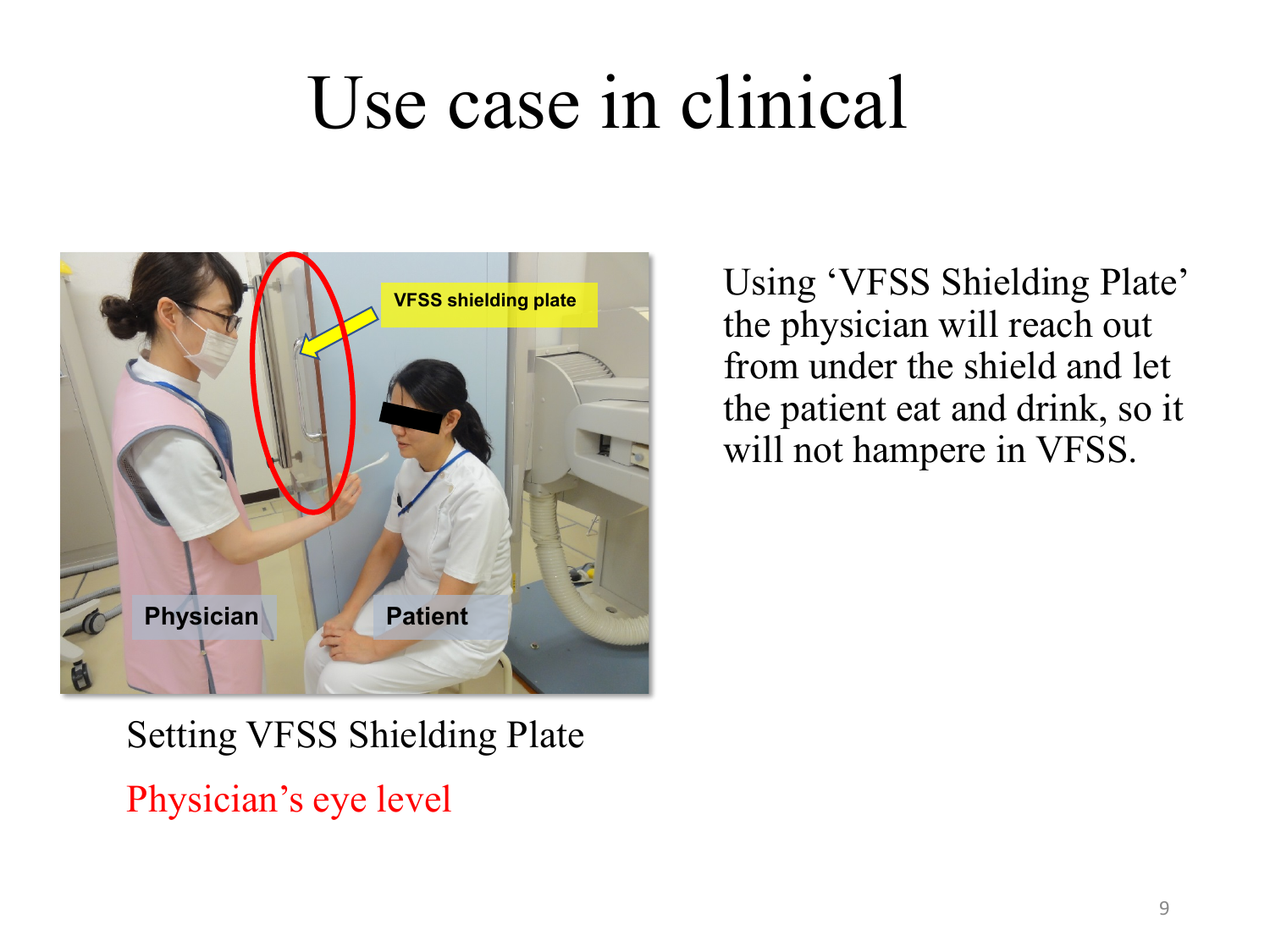# Use case in clinical

Setting VFSS Shielding Plate

Physician's eye level

Using 'VFSS Shielding Plate' the physician will reach out from under the shield and let the patient eat and drink, so it will not hampere in VFSS.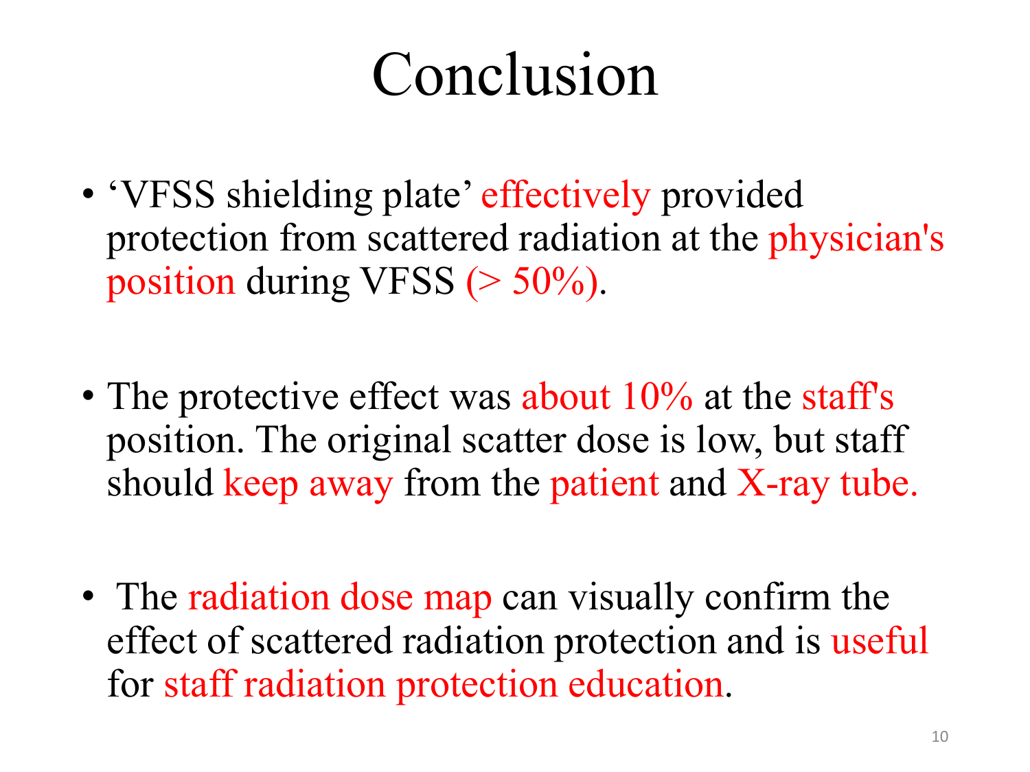# Conclusion

- 'VFSS shielding plate' effectively provided protection from scattered radiation at the physician's position during VFSS (> 50%).

- The protective effect was about 10% at the staff's position. The original scatter dose is low, but staff should keep away from the patient and X-ray tube.

- The radiation dose map can visually confirm the effect of scattered radiation protection and is useful for staff radiation protection education.